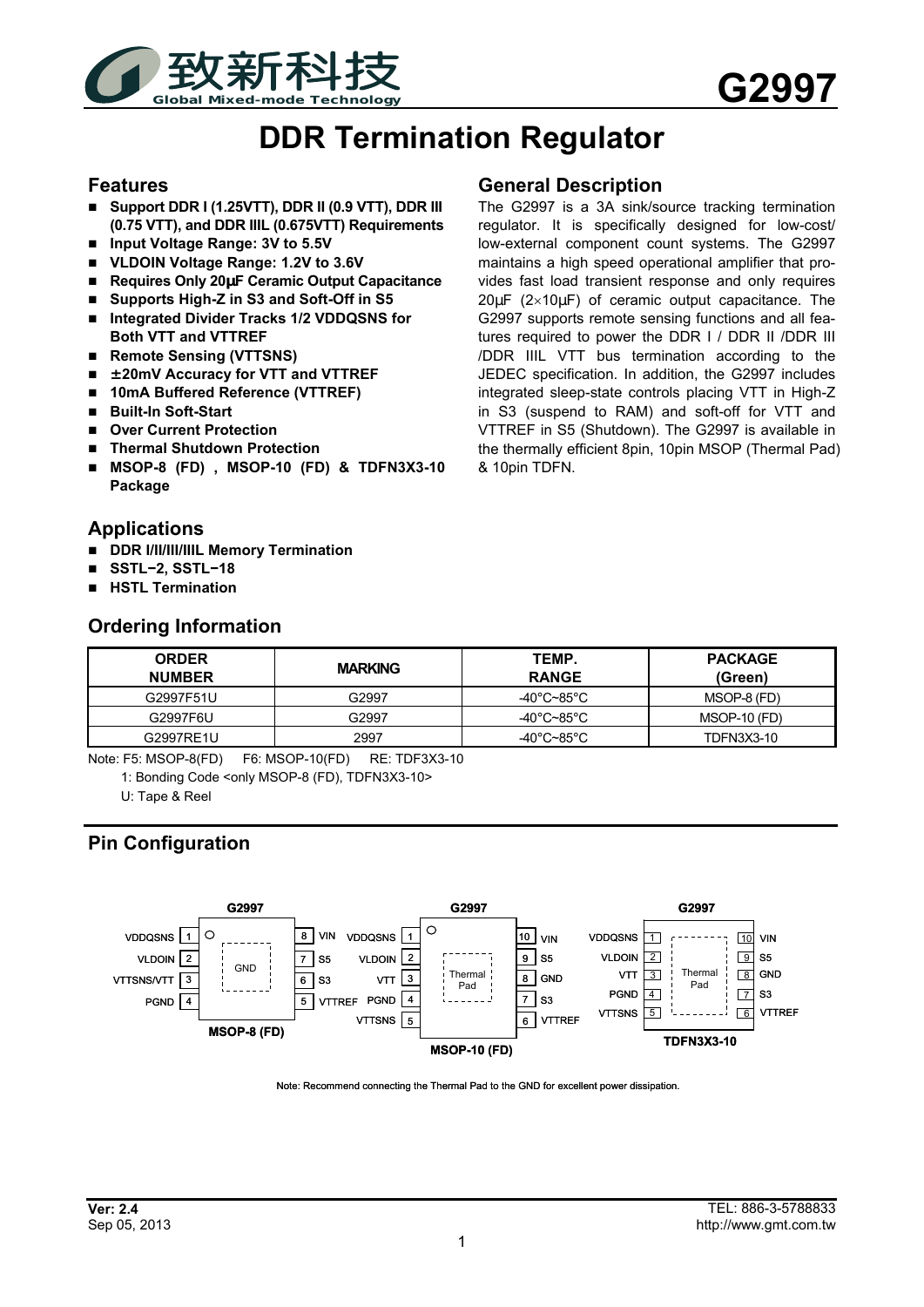# G2997

# DDR Termination Regulator

## Features

- **Support DDR I (1.25VTT), DDR II (0.9 VTT), DDR III (0.75 VTT), and DDR IIIL (0.675VTT) Requirements**
- **Input Voltage Range: 3V to 5.5V**
- **VLDOIN Voltage Range: 1.2V to 3.6V**
- **Requires Only 20µF Ceramic Output Capacitance**
- **Supports High-Z in S3 and Soft-Off in S5**
- **Integrated Divider Tracks 1/2 VDDQSNS for Both VTT and VTTREF**
- **Remote Sensing (VTTSNS)**
- **±20mV Accuracy for VTT and VTTREF**
- **10mA Buffered Reference (VTTREF)**
- **Built-In Soft-Start**
- **Over Current Protection**
- **Thermal Shutdown Protection**
- **MSOP-8 (FD) , MSOP-10 (FD) & TDFN3X3-10 Package**

## General Description

The G2997 is a 3A sink/source tracking termination regulator. It is specifically designed for low-cost/ low-external component count systems. The G2997 maintains a high speed operational amplifier that provides fast load transient response and only requires 20µF (2×10µF) of ceramic output capacitance. The G2997 supports remote sensing functions and all features required to power the DDR I / DDR II /DDR III /DDR IIIL VTT bus termination according to the JEDEC specification. In addition, the G2997 includes integrated sleep-state controls placing VTT in High-Z in S3 (suspend to RAM) and soft-off for VTT and VTTREF in S5 (Shutdown). The G2997 is available in the thermally efficient 8pin, 10pin MSOP (Thermal Pad) & 10pin TDFN.

## Applications

- **DDR I/II/III/IIIL Memory Termination**
- **SSTL−2, SSTL−18**
- **HSTL Termination**

## Ordering Information

| ORDER NUMBER | MARKING | TEMP. RANGE | PACKAGE (Green) |
|---|---|---|---|
| G2997F51U | G2997 | -40°C~85°C | MSOP-8 (FD) |
| G2997F6U | G2997 | -40°C~85°C | MSOP-10 (FD) |
| G2997RE1U | 2997 | -40°C~85°C | TDFN3X3-10 |

Note: F5: MSOP-8(FD) F6: MSOP-10(FD) RE: TDF3X3-10
1: Bonding Code <only MSOP-8 (FD), TDFN3X3-10>
U: Tape & Reel

## Pin Configuration

**G2997 — MSOP-8 (FD)**

| Pin | Name | Pin | Name |
|---|---|---|---|
| 1 | VDDQSNS | 8 | VIN |
| 2 | VLDOIN | 7 | S5 |
| 3 | VTTSNS/VTT | 6 | S3 |
| 4 | PGND | 5 | VTTREF |

Center pad: GND

**G2997 — MSOP-10 (FD)**

| Pin | Name | Pin | Name |
|---|---|---|---|
| 1 | VDDQSNS | 10 | VIN |
| 2 | VLDOIN | 9 | S5 |
| 3 | VTT | 8 | GND |
| 4 | PGND | 7 | S3 |
| 5 | VTTSNS | 6 | VTTREF |

Center pad: Thermal Pad

**G2997 — TDFN3X3-10**

| Pin | Name | Pin | Name |
|---|---|---|---|
| 1 | VDDQSNS | 10 | VIN |
| 2 | VLDOIN | 9 | S5 |
| 3 | VTT | 8 | GND |
| 4 | PGND | 7 | S3 |
| 5 | VTTSNS | 6 | VTTREF |

Center pad: Thermal Pad

Note: Recommend connecting the Thermal Pad to the GND for excellent power dissipation.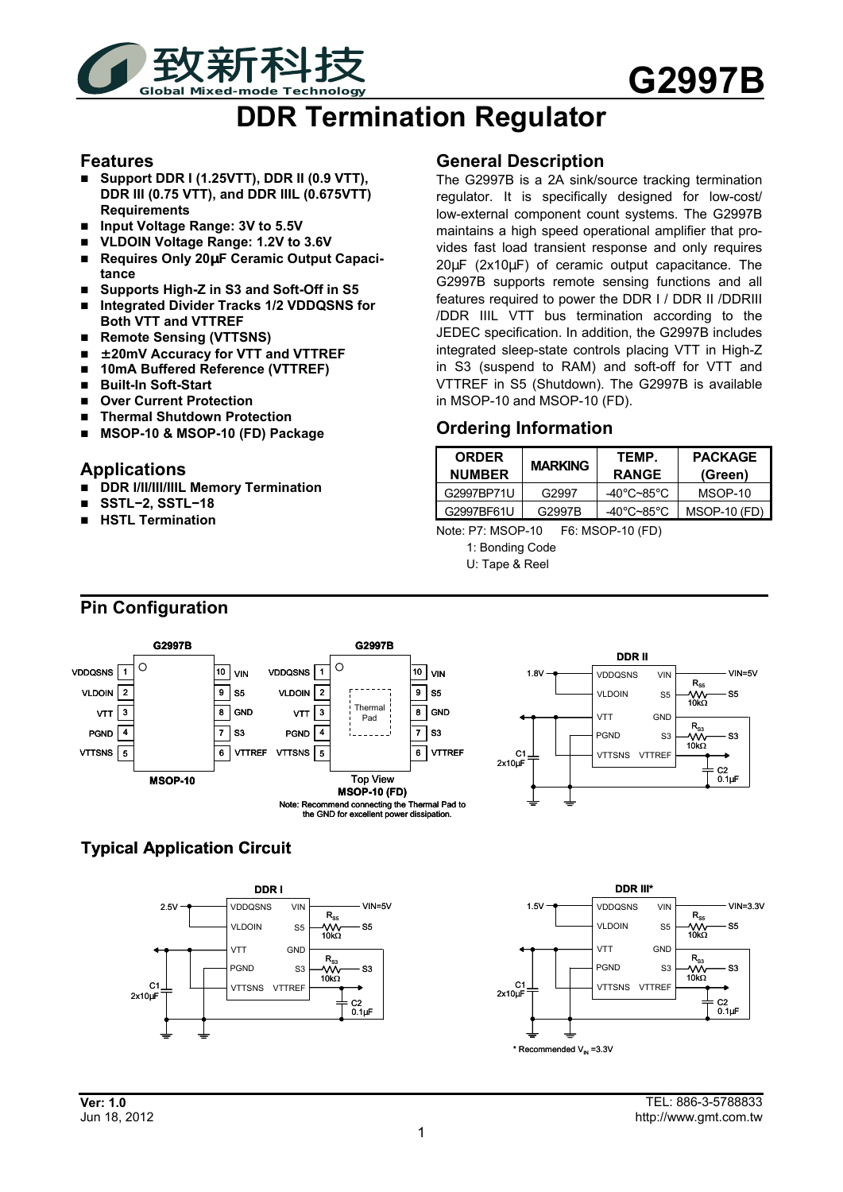# G2997B

# DDR Termination Regulator

## Features

- Support DDR I (1.25VTT), DDR II (0.9 VTT), DDR III (0.75 VTT), and DDR IIIL (0.675VTT) Requirements
- Input Voltage Range: 3V to 5.5V
- VLDOIN Voltage Range: 1.2V to 3.6V
- Requires Only 20µF Ceramic Output Capacitance
- Supports High-Z in S3 and Soft-Off in S5
- Integrated Divider Tracks 1/2 VDDQSNS for Both VTT and VTTREF
- Remote Sensing (VTTSNS)
- ±20mV Accuracy for VTT and VTTREF
- 10mA Buffered Reference (VTTREF)
- Built-In Soft-Start
- Over Current Protection
- Thermal Shutdown Protection
- MSOP-10 & MSOP-10 (FD) Package

## Applications

- DDR I/II/III/IIIL Memory Termination
- SSTL−2, SSTL−18
- HSTL Termination

## General Description

The G2997B is a 2A sink/source tracking termination regulator. It is specifically designed for low-cost/ low-external component count systems. The G2997B maintains a high speed operational amplifier that provides fast load transient response and only requires 20µF (2x10µF) of ceramic output capacitance. The G2997B supports remote sensing functions and all features required to power the DDR I / DDR II /DDRIII /DDR IIIL VTT bus termination according to the JEDEC specification. In addition, the G2997B includes integrated sleep-state controls placing VTT in High-Z in S3 (suspend to RAM) and soft-off for VTT and VTTREF in S5 (Shutdown). The G2997B is available in MSOP-10 and MSOP-10 (FD).

## Ordering Information

| ORDER NUMBER | MARKING | TEMP. RANGE | PACKAGE (Green) |
|---|---|---|---|
| G2997BP71U | G2997 | -40°C~85°C | MSOP-10 |
| G2997BF61U | G2997B | -40°C~85°C | MSOP-10 (FD) |

Note: P7: MSOP-10 F6: MSOP-10 (FD)
1: Bonding Code
U: Tape & Reel

## Pin Configuration

G2997B

VDDQSNS 1, VLDOIN 2, VTT 3, PGND 4, VTTSNS 5, VTTREF 6, S3 7, GND 8, S5 9, VIN 10

MSOP-10

G2997B

VDDQSNS 1, VLDOIN 2, VTT 3, PGND 4, VTTSNS 5, VTTREF 6, S3 7, GND 8, S5 9, VIN 10

Thermal Pad

Top View

MSOP-10 (FD)

Note: Recommend connecting the Thermal Pad to the GND for excellent power dissipation.

DDR II

1.8V, VDDQSNS, VIN, VIN=5V, VLDOIN, S5, $R_{S5}$ 10kΩ, S5, VTT, GND, PGND, S3, $R_{S3}$ 10kΩ, S3, VTTSNS, VTTREF, C1 2x10µF, C2 0.1µF

## Typical Application Circuit

DDR I

2.5V, VDDQSNS, VIN, VIN=5V, VLDOIN, S5, $R_{S5}$ 10kΩ, S5, VTT, GND, PGND, S3, $R_{S3}$ 10kΩ, S3, VTTSNS, VTTREF, C1 2x10µF, C2 0.1µF

DDR III*

1.5V, VDDQSNS, VIN, VIN=3.3V, VLDOIN, S5, $R_{S5}$ 10kΩ, S5, VTT, GND, PGND, S3, $R_{S3}$ 10kΩ, S3, VTTSNS, VTTREF, C1 2x10µF, C2 0.1µF

* Recommended $V_{IN}$ =3.3V

**Ver: 1.0**
Jun 18, 2012

TEL: 886-3-5788833
http://www.gmt.com.tw